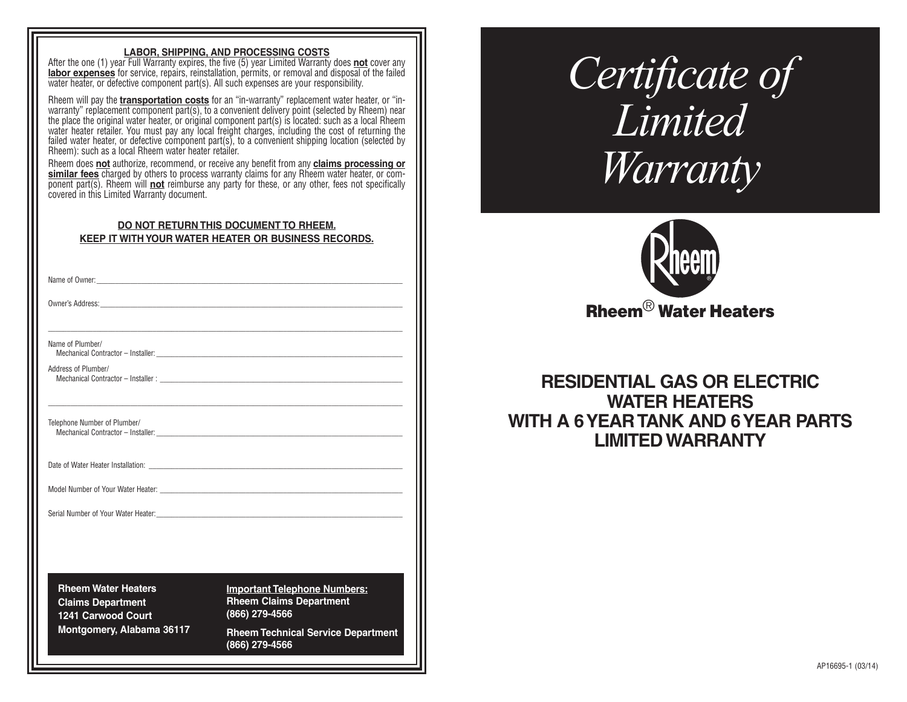**LABOR, SHIPPING, AND PROCESSING COSTS**

After the one (1) year Full Warranty expires, the five (5) year Limited Warranty does **not** cover any **labor expenses** for service, repairs, reinstallation, permits, or removal and disposal of the failed water heater, or defective component part(s). All such expenses are your responsibility.

Rheem will pay the **transportation costs** for an "in-warranty" replacement water heater, or "in-warranty" replacement component part(s), to a convenient delivery point (selected by Rheem) near the place the original water heater, or original component part(s) is located: such as a local Rheem water heater retailer. You must pay any local freight charges, including the cost of returning the failed water heater, or defective component part(s), to a convenient shipping location (selected by Rheem): such as a local Rheem water heater retailer.

Rheem does **not** authorize, recommend, or receive any benefit from any **claims processing or similar fees** charged by others to process warranty claims for any Rheem water heater, or component part(s). Rheem will **not** reimburse any party for these, or any other, fees not specifically covered in this Limited Warranty document.

**DO NOT RETURN THIS DOCUMENT TO RHEEM.**
**KEEP IT WITH YOUR WATER HEATER OR BUSINESS RECORDS.**

Name of Owner: ______________________________

Owner's Address: ______________________________

______________________________

Name of Plumber/
Mechanical Contractor – Installer: ______________________________

Address of Plumber/
Mechanical Contractor – Installer : ______________________________

______________________________

Telephone Number of Plumber/
Mechanical Contractor – Installer: ______________________________

Date of Water Heater Installation: ______________________________

Model Number of Your Water Heater: ______________________________

Serial Number of Your Water Heater: ______________________________

**Rheem Water Heaters**
**Claims Department**
**1241 Carwood Court**
**Montgomery, Alabama 36117**

**Important Telephone Numbers:**
**Rheem Claims Department**
**(866) 279-4566**

**Rheem Technical Service Department**
**(866) 279-4566**

# *Certificate of Limited Warranty*

**Rheem® Water Heaters**

## RESIDENTIAL GAS OR ELECTRIC WATER HEATERS WITH A 6 YEAR TANK AND 6 YEAR PARTS LIMITED WARRANTY

AP16695-1 (03/14)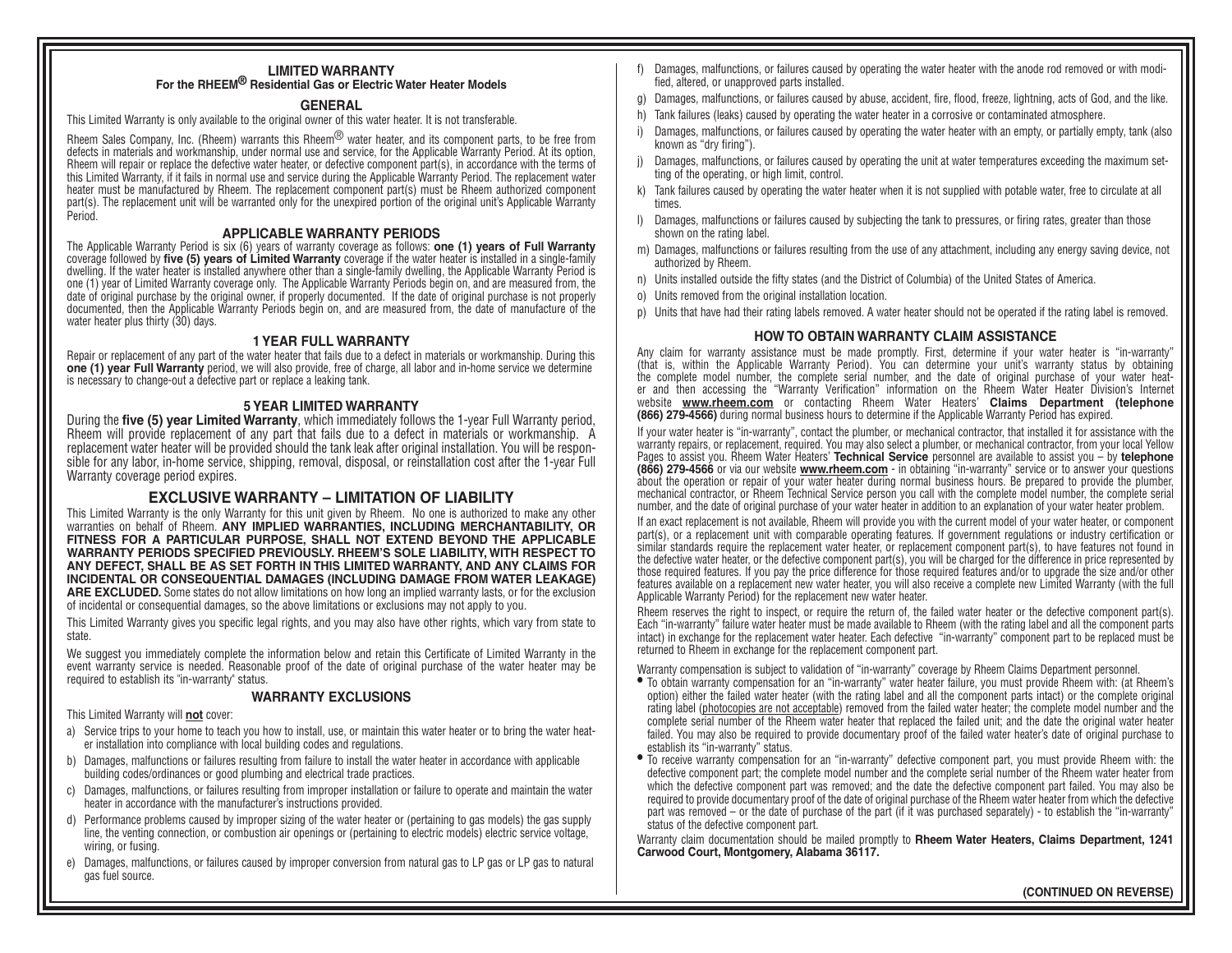# LIMITED WARRANTY
**For the RHEEM® Residential Gas or Electric Water Heater Models**

## GENERAL

This Limited Warranty is only available to the original owner of this water heater. It is not transferable.

Rheem Sales Company, Inc. (Rheem) warrants this Rheem® water heater, and its component parts, to be free from defects in materials and workmanship, under normal use and service, for the Applicable Warranty Period. At its option, Rheem will repair or replace the defective water heater, or defective component part(s), in accordance with the terms of this Limited Warranty, if it fails in normal use and service during the Applicable Warranty Period. The replacement water heater must be manufactured by Rheem. The replacement component part(s) must be Rheem authorized component part(s). The replacement unit will be warranted only for the unexpired portion of the original unit's Applicable Warranty Period.

## APPLICABLE WARRANTY PERIODS

The Applicable Warranty Period is six (6) years of warranty coverage as follows: **one (1) years of Full Warranty** coverage followed by **five (5) years of Limited Warranty** coverage if the water heater is installed in a single-family dwelling. If the water heater is installed anywhere other than a single-family dwelling, the Applicable Warranty Period is one (1) year of Limited Warranty coverage only. The Applicable Warranty Periods begin on, and are measured from, the date of original purchase by the original owner, if properly documented. If the date of original purchase is not properly documented, then the Applicable Warranty Periods begin on, and are measured from, the date of manufacture of the water heater plus thirty (30) days.

## 1 YEAR FULL WARRANTY

Repair or replacement of any part of the water heater that fails due to a defect in materials or workmanship. During this **one (1) year Full Warranty** period, we will also provide, free of charge, all labor and in-home service we determine is necessary to change-out a defective part or replace a leaking tank.

## 5 YEAR LIMITED WARRANTY

During the **five (5) year Limited Warranty**, which immediately follows the 1-year Full Warranty period, Rheem will provide replacement of any part that fails due to a defect in materials or workmanship. A replacement water heater will be provided should the tank leak after original installation. You will be responsible for any labor, in-home service, shipping, removal, disposal, or reinstallation cost after the 1-year Full Warranty coverage period expires.

## EXCLUSIVE WARRANTY – LIMITATION OF LIABILITY

This Limited Warranty is the only Warranty for this unit given by Rheem. No one is authorized to make any other warranties on behalf of Rheem. **ANY IMPLIED WARRANTIES, INCLUDING MERCHANTABILITY, OR FITNESS FOR A PARTICULAR PURPOSE, SHALL NOT EXTEND BEYOND THE APPLICABLE WARRANTY PERIODS SPECIFIED PREVIOUSLY. RHEEM'S SOLE LIABILITY, WITH RESPECT TO ANY DEFECT, SHALL BE AS SET FORTH IN THIS LIMITED WARRANTY, AND ANY CLAIMS FOR INCIDENTAL OR CONSEQUENTIAL DAMAGES (INCLUDING DAMAGE FROM WATER LEAKAGE) ARE EXCLUDED.** Some states do not allow limitations on how long an implied warranty lasts, or for the exclusion of incidental or consequential damages, so the above limitations or exclusions may not apply to you.

This Limited Warranty gives you specific legal rights, and you may also have other rights, which vary from state to state.

We suggest you immediately complete the information below and retain this Certificate of Limited Warranty in the event warranty service is needed. Reasonable proof of the date of original purchase of the water heater may be required to establish its "in-warranty" status.

## WARRANTY EXCLUSIONS

This Limited Warranty will **not** cover:

a) Service trips to your home to teach you how to install, use, or maintain this water heater or to bring the water heater installation into compliance with local building codes and regulations.
b) Damages, malfunctions or failures resulting from failure to install the water heater in accordance with applicable building codes/ordinances or good plumbing and electrical trade practices.
c) Damages, malfunctions, or failures resulting from improper installation or failure to operate and maintain the water heater in accordance with the manufacturer's instructions provided.
d) Performance problems caused by improper sizing of the water heater or (pertaining to gas models) the gas supply line, the venting connection, or combustion air openings or (pertaining to electric models) electric service voltage, wiring, or fusing.
e) Damages, malfunctions, or failures caused by improper conversion from natural gas to LP gas or LP gas to natural gas fuel source.
f) Damages, malfunctions, or failures caused by operating the water heater with the anode rod removed or with modified, altered, or unapproved parts installed.
g) Damages, malfunctions, or failures caused by abuse, accident, fire, flood, freeze, lightning, acts of God, and the like.
h) Tank failures (leaks) caused by operating the water heater in a corrosive or contaminated atmosphere.
i) Damages, malfunctions, or failures caused by operating the water heater with an empty, or partially empty, tank (also known as "dry firing").
j) Damages, malfunctions, or failures caused by operating the unit at water temperatures exceeding the maximum setting of the operating, or high limit, control.
k) Tank failures caused by operating the water heater when it is not supplied with potable water, free to circulate at all times.
l) Damages, malfunctions or failures caused by subjecting the tank to pressures, or firing rates, greater than those shown on the rating label.
m) Damages, malfunctions or failures resulting from the use of any attachment, including any energy saving device, not authorized by Rheem.
n) Units installed outside the fifty states (and the District of Columbia) of the United States of America.
o) Units removed from the original installation location.
p) Units that have had their rating labels removed. A water heater should not be operated if the rating label is removed.

## HOW TO OBTAIN WARRANTY CLAIM ASSISTANCE

Any claim for warranty assistance must be made promptly. First, determine if your water heater is "in-warranty" (that is, within the Applicable Warranty Period). You can determine your unit's warranty status by obtaining the complete model number, the complete serial number, and the date of original purchase of your water heater and then accessing the "Warranty Verification" information on the Rheem Water Heater Division's Internet website **www.rheem.com** or contacting Rheem Water Heaters' **Claims Department (telephone (866) 279-4566)** during normal business hours to determine if the Applicable Warranty Period has expired.

If your water heater is "in-warranty", contact the plumber, or mechanical contractor, that installed it for assistance with the warranty repairs, or replacement, required. You may also select a plumber, or mechanical contractor, from your local Yellow Pages to assist you. Rheem Water Heaters' **Technical Service** personnel are available to assist you – by **telephone (866) 279-4566** or via our website **www.rheem.com** - in obtaining "in-warranty" service or to answer your questions about the operation or repair of your water heater during normal business hours. Be prepared to provide the plumber, mechanical contractor, or Rheem Technical Service person you call with the complete model number, the complete serial number, and the date of original purchase of your water heater in addition to an explanation of your water heater problem.

If an exact replacement is not available, Rheem will provide you with the current model of your water heater, or component part(s), or a replacement unit with comparable operating features. If government regulations or industry certification or similar standards require the replacement water heater, or replacement component part(s), to have features not found in the defective water heater, or the defective component part(s), you will be charged for the difference in price represented by those required features. If you pay the price difference for those required features and/or to upgrade the size and/or other features available on a replacement new water heater, you will also receive a complete new Limited Warranty (with the full Applicable Warranty Period) for the replacement new water heater.

Rheem reserves the right to inspect, or require the return of, the failed water heater or the defective component part(s). Each "in-warranty" failure water heater must be made available to Rheem (with the rating label and all the component parts intact) in exchange for the replacement water heater. Each defective "in-warranty" component part to be replaced must be returned to Rheem in exchange for the replacement component part.

Warranty compensation is subject to validation of "in-warranty" coverage by Rheem Claims Department personnel.

- To obtain warranty compensation for an "in-warranty" water heater failure, you must provide Rheem with: (at Rheem's option) either the failed water heater (with the rating label and all the component parts intact) or the complete original rating label (photocopies are not acceptable) removed from the failed water heater; the complete model number and the complete serial number of the Rheem water heater that replaced the failed unit; and the date the original water heater failed. You may also be required to provide documentary proof of the failed water heater's date of original purchase to establish its "in-warranty" status.
- To receive warranty compensation for an "in-warranty" defective component part, you must provide Rheem with: the defective component part; the complete model number and the complete serial number of the Rheem water heater from which the defective component part was removed; and the date the defective component part failed. You may also be required to provide documentary proof of the date of original purchase of the Rheem water heater from which the defective part was removed – or the date of purchase of the part (if it was purchased separately) - to establish the "in-warranty" status of the defective component part.

Warranty claim documentation should be mailed promptly to **Rheem Water Heaters, Claims Department, 1241 Carwood Court, Montgomery, Alabama 36117.**

**(CONTINUED ON REVERSE)**